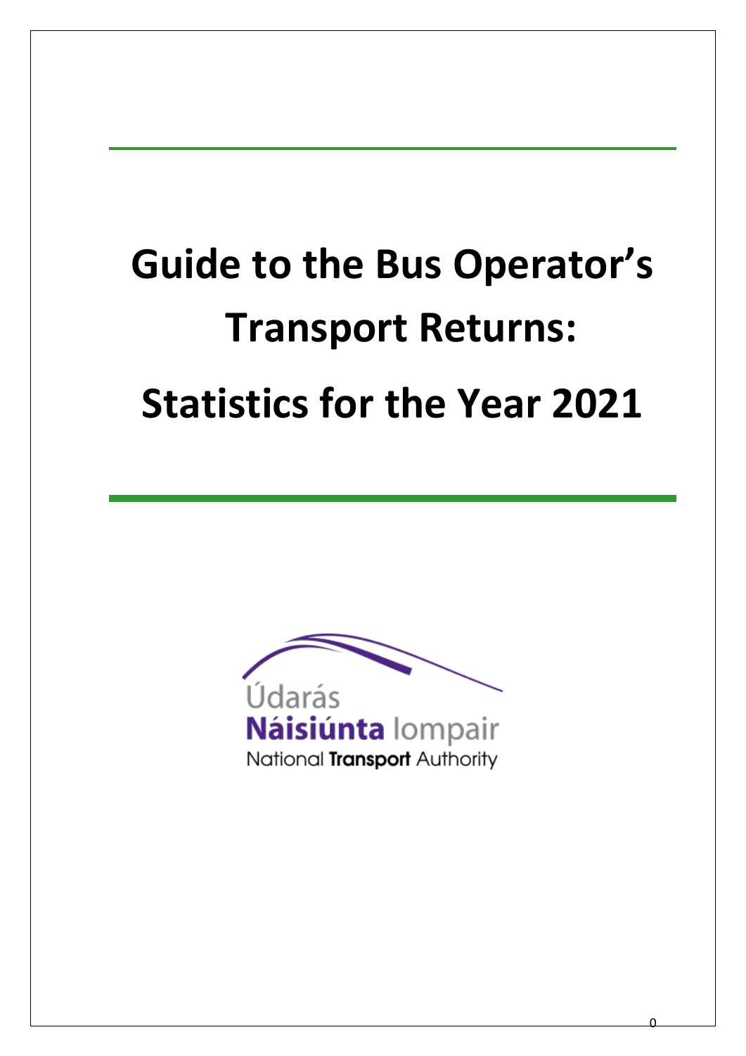# Guide to the Bus Operator's Transport Returns: Statistics for the Year 2021

Údarás **Náisiúnta** Iompair

National **Transport** Authority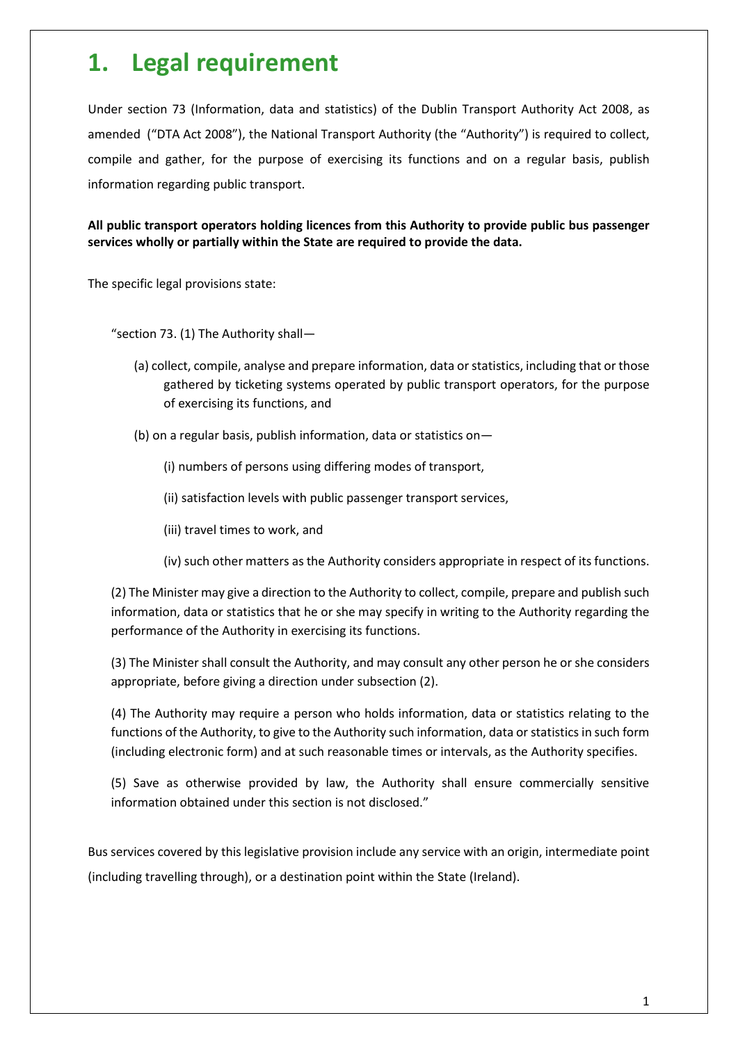# 1. Legal requirement

Under section 73 (Information, data and statistics) of the Dublin Transport Authority Act 2008, as amended ("DTA Act 2008"), the National Transport Authority (the "Authority") is required to collect, compile and gather, for the purpose of exercising its functions and on a regular basis, publish information regarding public transport.

**All public transport operators holding licences from this Authority to provide public bus passenger services wholly or partially within the State are required to provide the data.**

The specific legal provisions state:

"section 73. (1) The Authority shall—

(a) collect, compile, analyse and prepare information, data or statistics, including that or those gathered by ticketing systems operated by public transport operators, for the purpose of exercising its functions, and

(b) on a regular basis, publish information, data or statistics on—

(i) numbers of persons using differing modes of transport,

(ii) satisfaction levels with public passenger transport services,

(iii) travel times to work, and

(iv) such other matters as the Authority considers appropriate in respect of its functions.

(2) The Minister may give a direction to the Authority to collect, compile, prepare and publish such information, data or statistics that he or she may specify in writing to the Authority regarding the performance of the Authority in exercising its functions.

(3) The Minister shall consult the Authority, and may consult any other person he or she considers appropriate, before giving a direction under subsection (2).

(4) The Authority may require a person who holds information, data or statistics relating to the functions of the Authority, to give to the Authority such information, data or statistics in such form (including electronic form) and at such reasonable times or intervals, as the Authority specifies.

(5) Save as otherwise provided by law, the Authority shall ensure commercially sensitive information obtained under this section is not disclosed."

Bus services covered by this legislative provision include any service with an origin, intermediate point (including travelling through), or a destination point within the State (Ireland).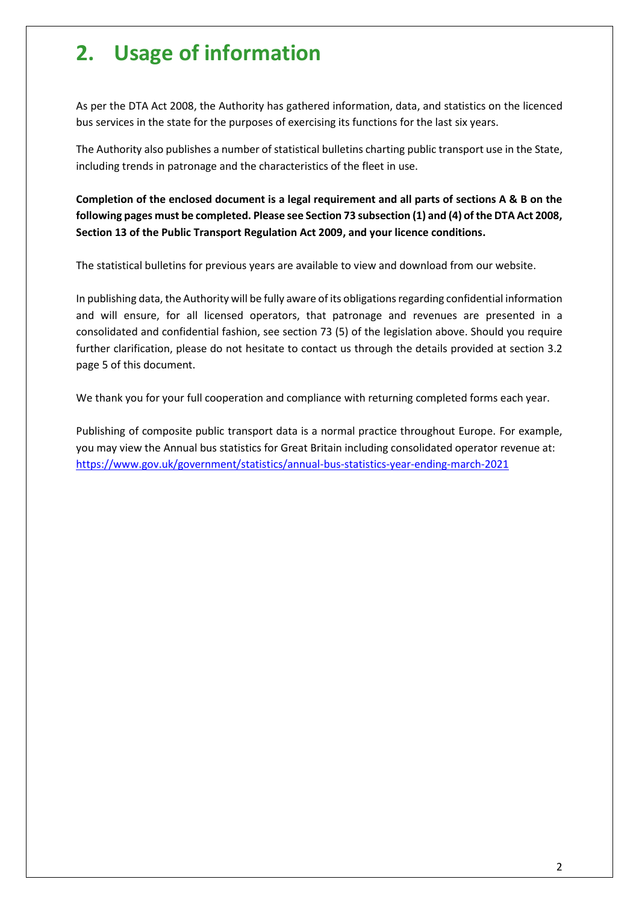# 2. Usage of information

As per the DTA Act 2008, the Authority has gathered information, data, and statistics on the licenced bus services in the state for the purposes of exercising its functions for the last six years.

The Authority also publishes a number of statistical bulletins charting public transport use in the State, including trends in patronage and the characteristics of the fleet in use.

**Completion of the enclosed document is a legal requirement and all parts of sections A & B on the following pages must be completed. Please see Section 73 subsection (1) and (4) of the DTA Act 2008, Section 13 of the Public Transport Regulation Act 2009, and your licence conditions.**

The statistical bulletins for previous years are available to view and download from our website.

In publishing data, the Authority will be fully aware of its obligations regarding confidential information and will ensure, for all licensed operators, that patronage and revenues are presented in a consolidated and confidential fashion, see section 73 (5) of the legislation above. Should you require further clarification, please do not hesitate to contact us through the details provided at section 3.2 page 5 of this document.

We thank you for your full cooperation and compliance with returning completed forms each year.

Publishing of composite public transport data is a normal practice throughout Europe. For example, you may view the Annual bus statistics for Great Britain including consolidated operator revenue at: [https://www.gov.uk/government/statistics/annual-bus-statistics-year-ending-march-2021](https://www.gov.uk/government/statistics/annual-bus-statistics-year-ending-march-2021)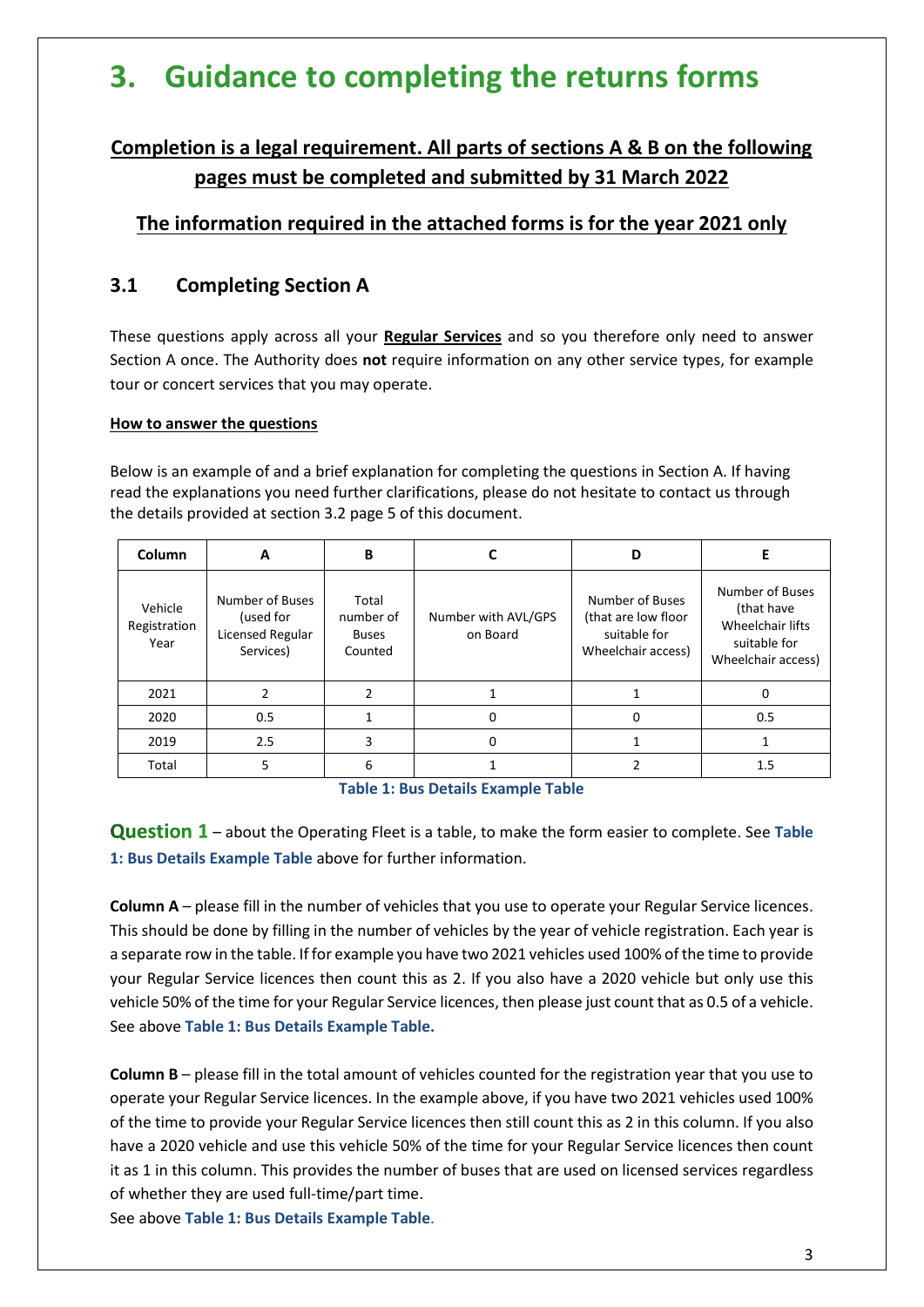# 3. Guidance to completing the returns forms

**Completion is a legal requirement. All parts of sections A & B on the following pages must be completed and submitted by 31 March 2022**

**The information required in the attached forms is for the year 2021 only**

## 3.1 Completing Section A

These questions apply across all your **Regular Services** and so you therefore only need to answer Section A once. The Authority does **not** require information on any other service types, for example tour or concert services that you may operate.

**How to answer the questions**

Below is an example of and a brief explanation for completing the questions in Section A. If having read the explanations you need further clarifications, please do not hesitate to contact us through the details provided at section 3.2 page 5 of this document.

| Column | A | B | C | D | E |
|---|---|---|---|---|---|
| Vehicle Registration Year | Number of Buses (used for Licensed Regular Services) | Total number of Buses Counted | Number with AVL/GPS on Board | Number of Buses (that are low floor suitable for Wheelchair access) | Number of Buses (that have Wheelchair lifts suitable for Wheelchair access) |
| 2021 | 2 | 2 | 1 | 1 | 0 |
| 2020 | 0.5 | 1 | 0 | 0 | 0.5 |
| 2019 | 2.5 | 3 | 0 | 1 | 1 |
| Total | 5 | 6 | 1 | 2 | 1.5 |

**Table 1: Bus Details Example Table**

**Question 1** – about the Operating Fleet is a table, to make the form easier to complete. See **Table 1: Bus Details Example Table** above for further information.

**Column A** – please fill in the number of vehicles that you use to operate your Regular Service licences. This should be done by filling in the number of vehicles by the year of vehicle registration. Each year is a separate row in the table. If for example you have two 2021 vehicles used 100% of the time to provide your Regular Service licences then count this as 2. If you also have a 2020 vehicle but only use this vehicle 50% of the time for your Regular Service licences, then please just count that as 0.5 of a vehicle. See above **Table 1: Bus Details Example Table.**

**Column B** – please fill in the total amount of vehicles counted for the registration year that you use to operate your Regular Service licences. In the example above, if you have two 2021 vehicles used 100% of the time to provide your Regular Service licences then still count this as 2 in this column. If you also have a 2020 vehicle and use this vehicle 50% of the time for your Regular Service licences then count it as 1 in this column. This provides the number of buses that are used on licensed services regardless of whether they are used full-time/part time.

See above **Table 1: Bus Details Example Table**.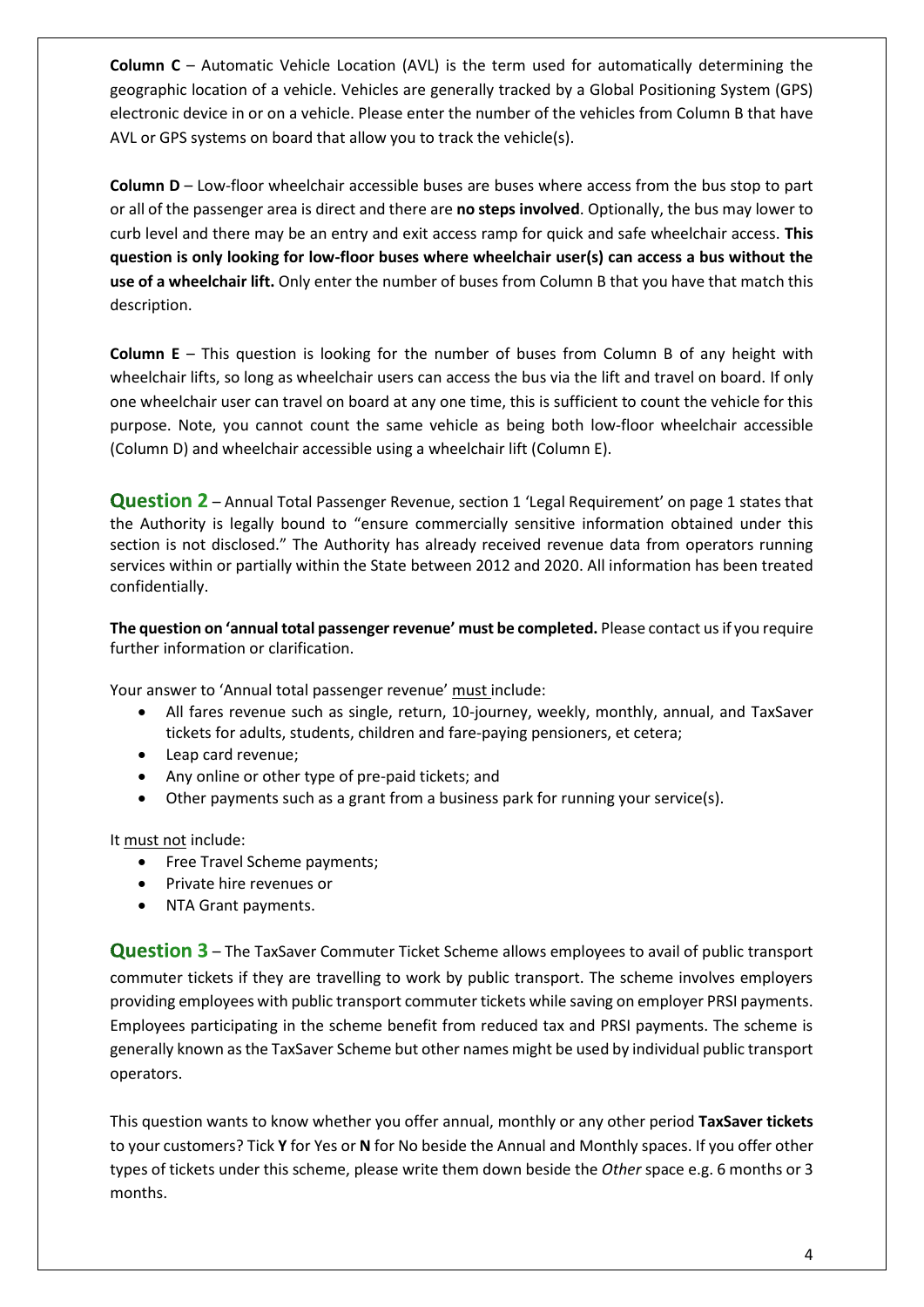**Column C** – Automatic Vehicle Location (AVL) is the term used for automatically determining the geographic location of a vehicle. Vehicles are generally tracked by a Global Positioning System (GPS) electronic device in or on a vehicle. Please enter the number of the vehicles from Column B that have AVL or GPS systems on board that allow you to track the vehicle(s).

**Column D** – Low-floor wheelchair accessible buses are buses where access from the bus stop to part or all of the passenger area is direct and there are **no steps involved**. Optionally, the bus may lower to curb level and there may be an entry and exit access ramp for quick and safe wheelchair access. **This question is only looking for low-floor buses where wheelchair user(s) can access a bus without the use of a wheelchair lift.** Only enter the number of buses from Column B that you have that match this description.

**Column E** – This question is looking for the number of buses from Column B of any height with wheelchair lifts, so long as wheelchair users can access the bus via the lift and travel on board. If only one wheelchair user can travel on board at any one time, this is sufficient to count the vehicle for this purpose. Note, you cannot count the same vehicle as being both low-floor wheelchair accessible (Column D) and wheelchair accessible using a wheelchair lift (Column E).

**Question 2** – Annual Total Passenger Revenue, section 1 'Legal Requirement' on page 1 states that the Authority is legally bound to "ensure commercially sensitive information obtained under this section is not disclosed." The Authority has already received revenue data from operators running services within or partially within the State between 2012 and 2020. All information has been treated confidentially.

**The question on 'annual total passenger revenue' must be completed.** Please contact us if you require further information or clarification.

Your answer to 'Annual total passenger revenue' must include:

- All fares revenue such as single, return, 10-journey, weekly, monthly, annual, and TaxSaver tickets for adults, students, children and fare-paying pensioners, et cetera;
- Leap card revenue;
- Any online or other type of pre-paid tickets; and
- Other payments such as a grant from a business park for running your service(s).

It must not include:

- Free Travel Scheme payments;
- Private hire revenues or
- NTA Grant payments.

**Question 3** – The TaxSaver Commuter Ticket Scheme allows employees to avail of public transport commuter tickets if they are travelling to work by public transport. The scheme involves employers providing employees with public transport commuter tickets while saving on employer PRSI payments. Employees participating in the scheme benefit from reduced tax and PRSI payments. The scheme is generally known as the TaxSaver Scheme but other names might be used by individual public transport operators.

This question wants to know whether you offer annual, monthly or any other period **TaxSaver tickets** to your customers? Tick **Y** for Yes or **N** for No beside the Annual and Monthly spaces. If you offer other types of tickets under this scheme, please write them down beside the *Other* space e.g. 6 months or 3 months.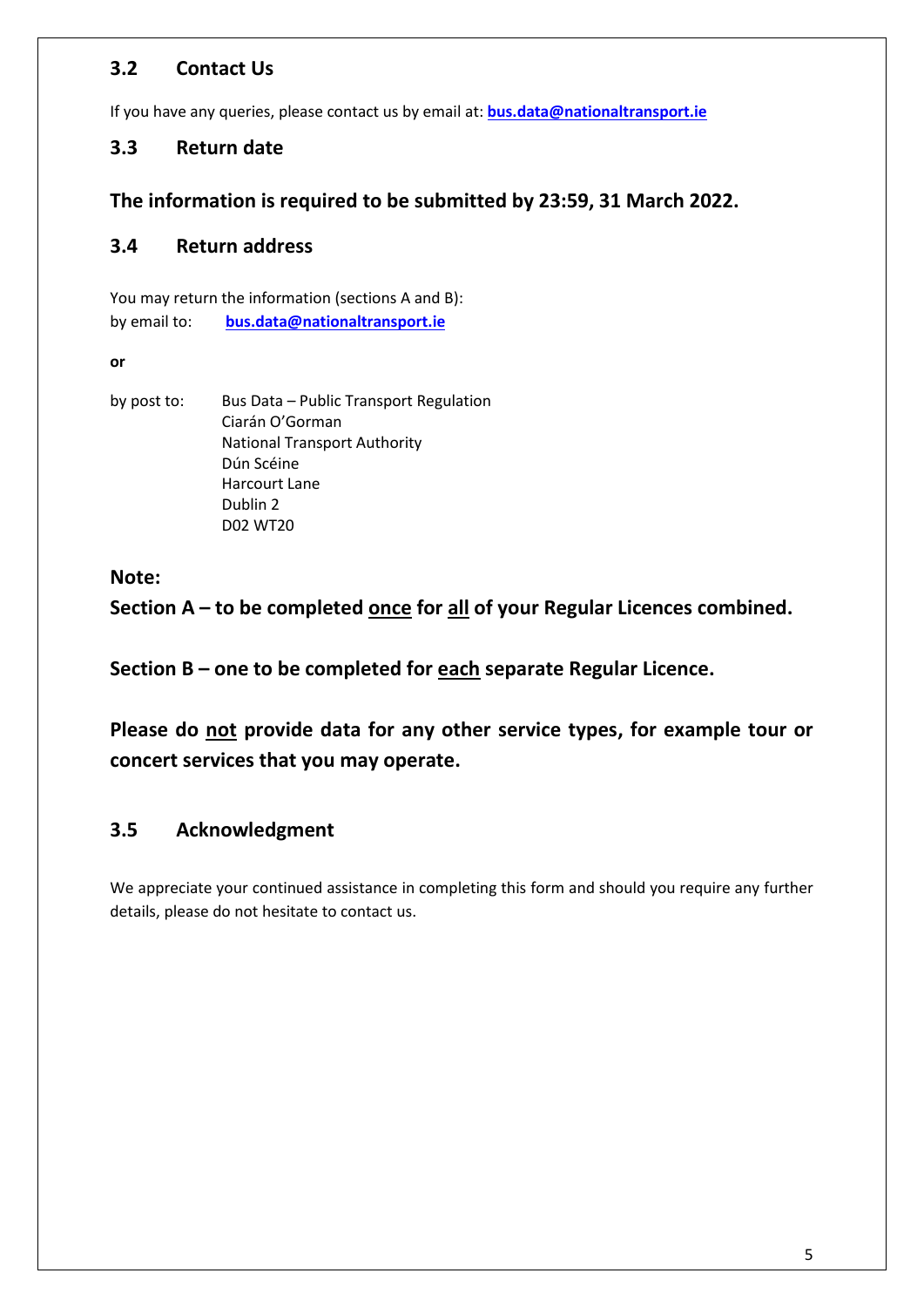## 3.2 Contact Us

If you have any queries, please contact us by email at: **bus.data@nationaltransport.ie**

## 3.3 Return date

**The information is required to be submitted by 23:59, 31 March 2022.**

## 3.4 Return address

You may return the information (sections A and B):
by email to: **bus.data@nationaltransport.ie**

**or**

by post to:
Bus Data – Public Transport Regulation
Ciarán O'Gorman
National Transport Authority
Dún Scéine
Harcourt Lane
Dublin 2
D02 WT20

**Note:**

**Section A – to be completed once for all of your Regular Licences combined.**

**Section B – one to be completed for each separate Regular Licence.**

**Please do not provide data for any other service types, for example tour or concert services that you may operate.**

## 3.5 Acknowledgment

We appreciate your continued assistance in completing this form and should you require any further details, please do not hesitate to contact us.